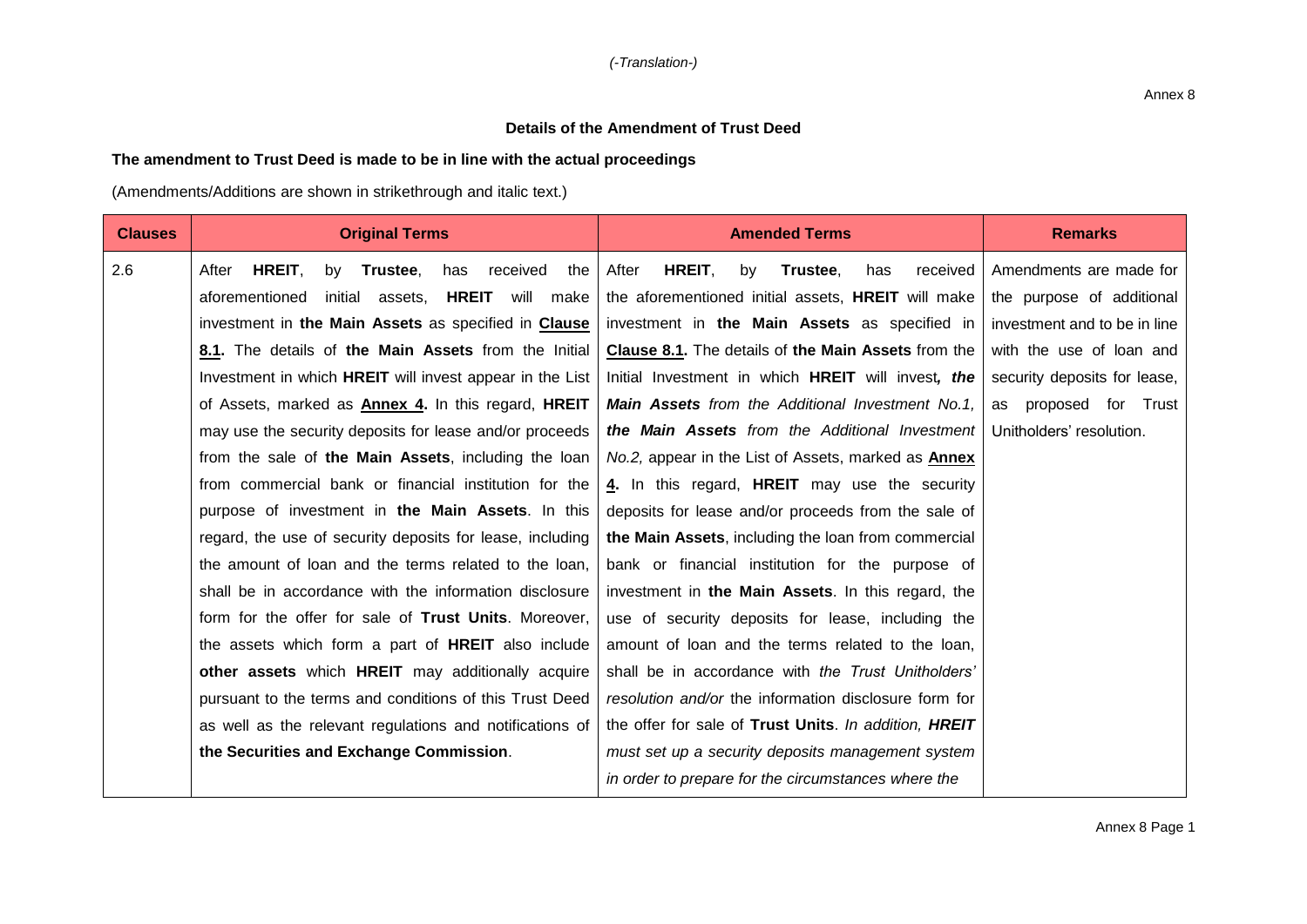*(-Translation-)*

Annex 8

**Details of the Amendment of Trust Deed**

**The amendment to Trust Deed is made to be in line with the actual proceedings**

(Amendments/Additions are shown in strikethrough and italic text.)

| Clauses | Original Terms | Amended Terms | Remarks |
|---|---|---|---|
| 2.6 | After **HREIT**, by **Trustee**, has received the aforementioned initial assets, **HREIT** will make investment in **the Main Assets** as specified in **<u>Clause 8.1</u>.** The details of **the Main Assets** from the Initial Investment in which **HREIT** will invest appear in the List of Assets, marked as **<u>Annex 4</u>.** In this regard, **HREIT** may use the security deposits for lease and/or proceeds from the sale of **the Main Assets**, including the loan from commercial bank or financial institution for the purpose of investment in **the Main Assets**. In this regard, the use of security deposits for lease, including the amount of loan and the terms related to the loan, shall be in accordance with the information disclosure form for the offer for sale of **Trust Units**. Moreover, the assets which form a part of **HREIT** also include **other assets** which **HREIT** may additionally acquire pursuant to the terms and conditions of this Trust Deed as well as the relevant regulations and notifications of **the Securities and Exchange Commission**. | After **HREIT**, by **Trustee**, has received the aforementioned initial assets, **HREIT** will make investment in **the Main Assets** as specified in **<u>Clause 8.1</u>.** The details of **the Main Assets** from the Initial Investment in which **HREIT** will invest*, **the Main Assets** from the Additional Investment No.1, **the Main Assets** from the Additional Investment No.2,* appear in the List of Assets, marked as **<u>Annex 4</u>.** In this regard, **HREIT** may use the security deposits for lease and/or proceeds from the sale of **the Main Assets**, including the loan from commercial bank or financial institution for the purpose of investment in **the Main Assets**. In this regard, the use of security deposits for lease, including the amount of loan and the terms related to the loan, shall be in accordance with *the Trust Unitholders' resolution and/or* the information disclosure form for the offer for sale of **Trust Units**. *In addition, **HREIT** must set up a security deposits management system in order to prepare for the circumstances where the* | Amendments are made for the purpose of additional investment and to be in line with the use of loan and security deposits for lease, as proposed for Trust Unitholders' resolution. |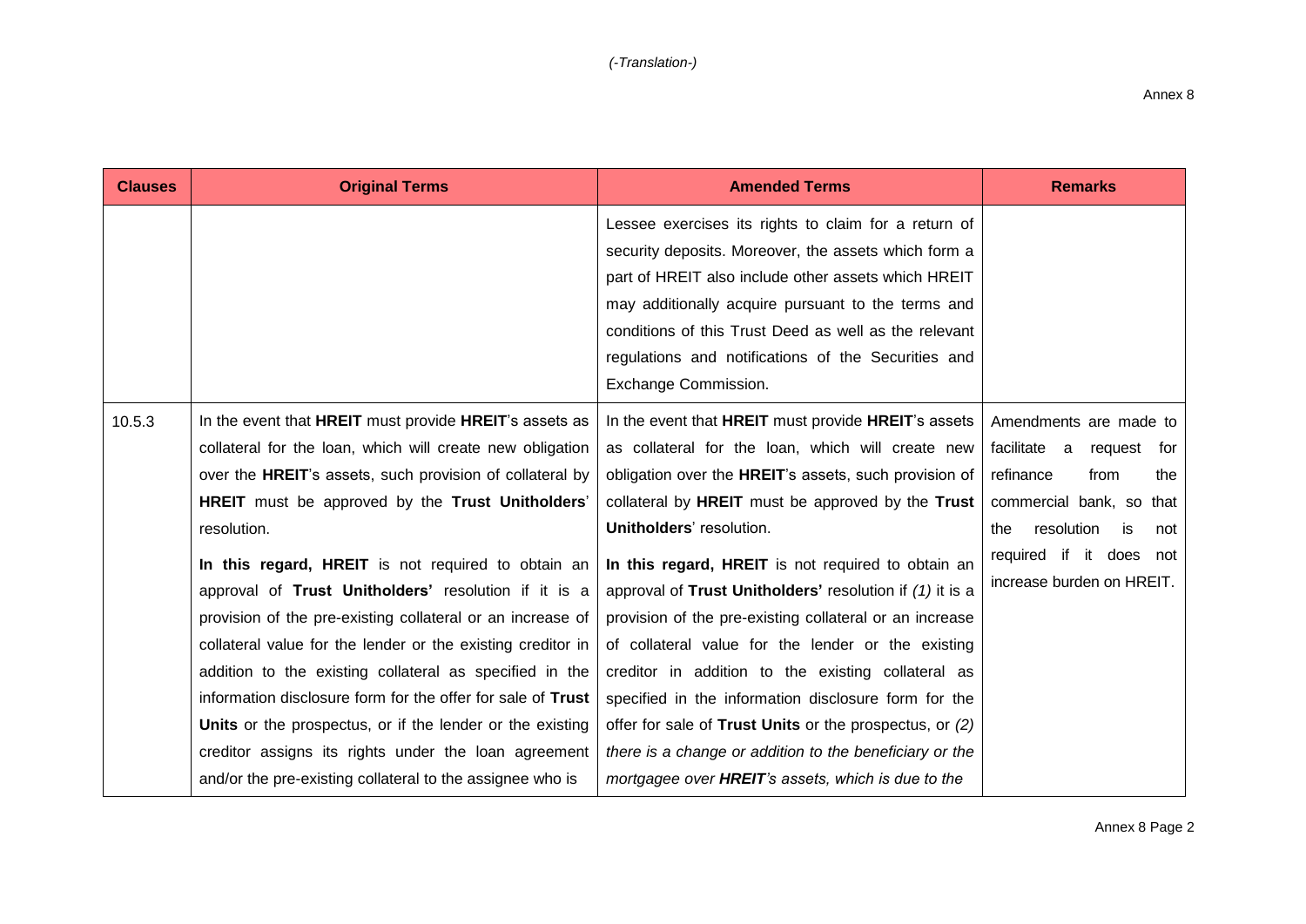*(-Translation-)*

Annex 8

| Clauses | Original Terms | Amended Terms | Remarks |
|---|---|---|---|
| | | Lessee exercises its rights to claim for a return of security deposits. Moreover, the assets which form a part of HREIT also include other assets which HREIT may additionally acquire pursuant to the terms and conditions of this Trust Deed as well as the relevant regulations and notifications of the Securities and Exchange Commission. | |
| 10.5.3 | In the event that **HREIT** must provide **HREIT**'s assets as collateral for the loan, which will create new obligation over the **HREIT**'s assets, such provision of collateral by **HREIT** must be approved by the **Trust Unitholders**' resolution.<br><br>**In this regard, HREIT** is not required to obtain an approval of **Trust Unitholders'** resolution if it is a provision of the pre-existing collateral or an increase of collateral value for the lender or the existing creditor in addition to the existing collateral as specified in the information disclosure form for the offer for sale of **Trust Units** or the prospectus, or if the lender or the existing creditor assigns its rights under the loan agreement and/or the pre-existing collateral to the assignee who is | In the event that **HREIT** must provide **HREIT**'s assets as collateral for the loan, which will create new obligation over the **HREIT**'s assets, such provision of collateral by **HREIT** must be approved by the **Trust Unitholders**' resolution.<br><br>**In this regard, HREIT** is not required to obtain an approval of **Trust Unitholders'** resolution if *(1)* it is a provision of the pre-existing collateral or an increase of collateral value for the lender or the existing creditor in addition to the existing collateral as specified in the information disclosure form for the offer for sale of **Trust Units** or the prospectus, or *(2) there is a change or addition to the beneficiary or the mortgagee over **HREIT**'s assets, which is due to the* | Amendments are made to facilitate a request for refinance from the commercial bank, so that the resolution is not required if it does not increase burden on HREIT. |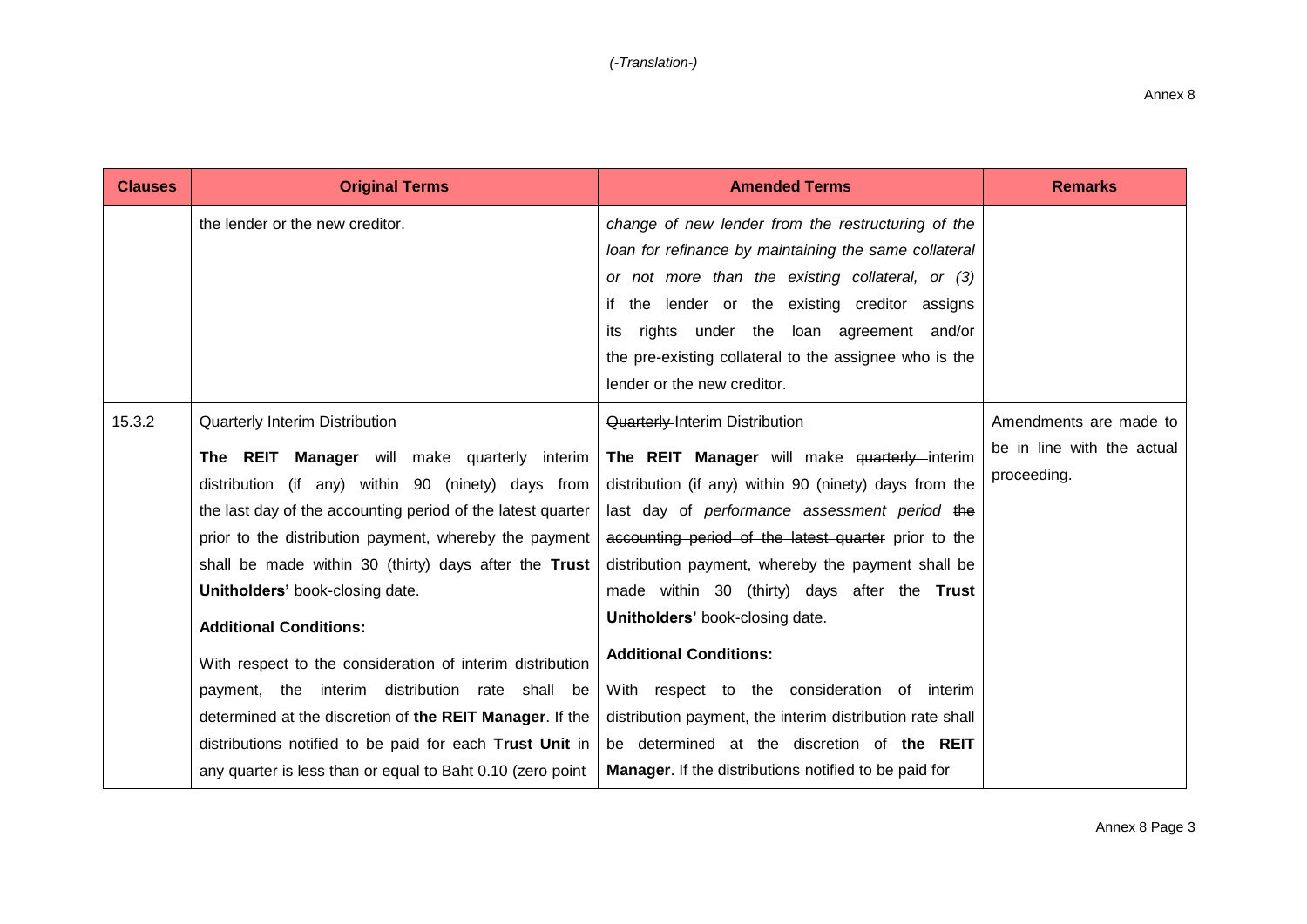*(-Translation-)*

Annex 8

| Clauses | Original Terms | Amended Terms | Remarks |
| --- | --- | --- | --- |
| | the lender or the new creditor. | *change of new lender from the restructuring of the loan for refinance by maintaining the same collateral or not more than the existing collateral, or (3)* if the lender or the existing creditor assigns its rights under the loan agreement and/or the pre-existing collateral to the assignee who is the lender or the new creditor. | |
| 15.3.2 | Quarterly Interim Distribution<br><br>**The REIT Manager** will make quarterly interim distribution (if any) within 90 (ninety) days from the last day of the accounting period of the latest quarter prior to the distribution payment, whereby the payment shall be made within 30 (thirty) days after the **Trust Unitholders'** book-closing date.<br><br>**Additional Conditions:**<br><br>With respect to the consideration of interim distribution payment, the interim distribution rate shall be determined at the discretion of **the REIT Manager**. If the distributions notified to be paid for each **Trust Unit** in any quarter is less than or equal to Baht 0.10 (zero point | ~~Quarterly~~ Interim Distribution<br><br>**The REIT Manager** will make ~~quarterly~~ interim distribution (if any) within 90 (ninety) days from the last day of *performance assessment period* ~~the accounting period of the latest quarter~~ prior to the distribution payment, whereby the payment shall be made within 30 (thirty) days after the **Trust Unitholders'** book-closing date.<br><br>**Additional Conditions:**<br><br>With respect to the consideration of interim distribution payment, the interim distribution rate shall be determined at the discretion of **the REIT Manager**. If the distributions notified to be paid for | Amendments are made to be in line with the actual proceeding. |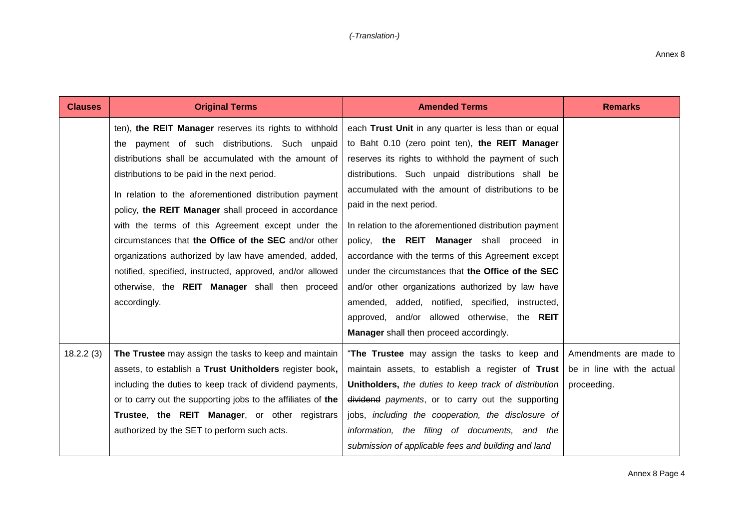(-Translation-)

| Clauses | Original Terms | Amended Terms | Remarks |
|---|---|---|---|
| | ten), **the REIT Manager** reserves its rights to withhold the payment of such distributions. Such unpaid distributions shall be accumulated with the amount of distributions to be paid in the next period.<br><br>In relation to the aforementioned distribution payment policy, **the REIT Manager** shall proceed in accordance with the terms of this Agreement except under the circumstances that **the Office of the SEC** and/or other organizations authorized by law have amended, added, notified, specified, instructed, approved, and/or allowed otherwise, the **REIT Manager** shall then proceed accordingly. | each **Trust Unit** in any quarter is less than or equal to Baht 0.10 (zero point ten), **the REIT Manager** reserves its rights to withhold the payment of such distributions. Such unpaid distributions shall be accumulated with the amount of distributions to be paid in the next period.<br><br>In relation to the aforementioned distribution payment policy, **the REIT Manager** shall proceed in accordance with the terms of this Agreement except under the circumstances that **the Office of the SEC** and/or other organizations authorized by law have amended, added, notified, specified, instructed, approved, and/or allowed otherwise, the **REIT Manager** shall then proceed accordingly. | |
| 18.2.2 (3) | **The Trustee** may assign the tasks to keep and maintain assets, to establish a **Trust Unitholders** register book**,** including the duties to keep track of dividend payments, or to carry out the supporting jobs to the affiliates of **the Trustee**, **the REIT Manager**, or other registrars authorized by the SET to perform such acts. | "**The Trustee** may assign the tasks to keep and maintain assets, to establish a register of **Trust Unitholders,** *the duties to keep track of distribution* ~~dividend~~ *payments*, or to carry out the supporting jobs, *including the cooperation, the disclosure of information, the filing of documents, and the submission of applicable fees and building and land* | Amendments are made to be in line with the actual proceeding. |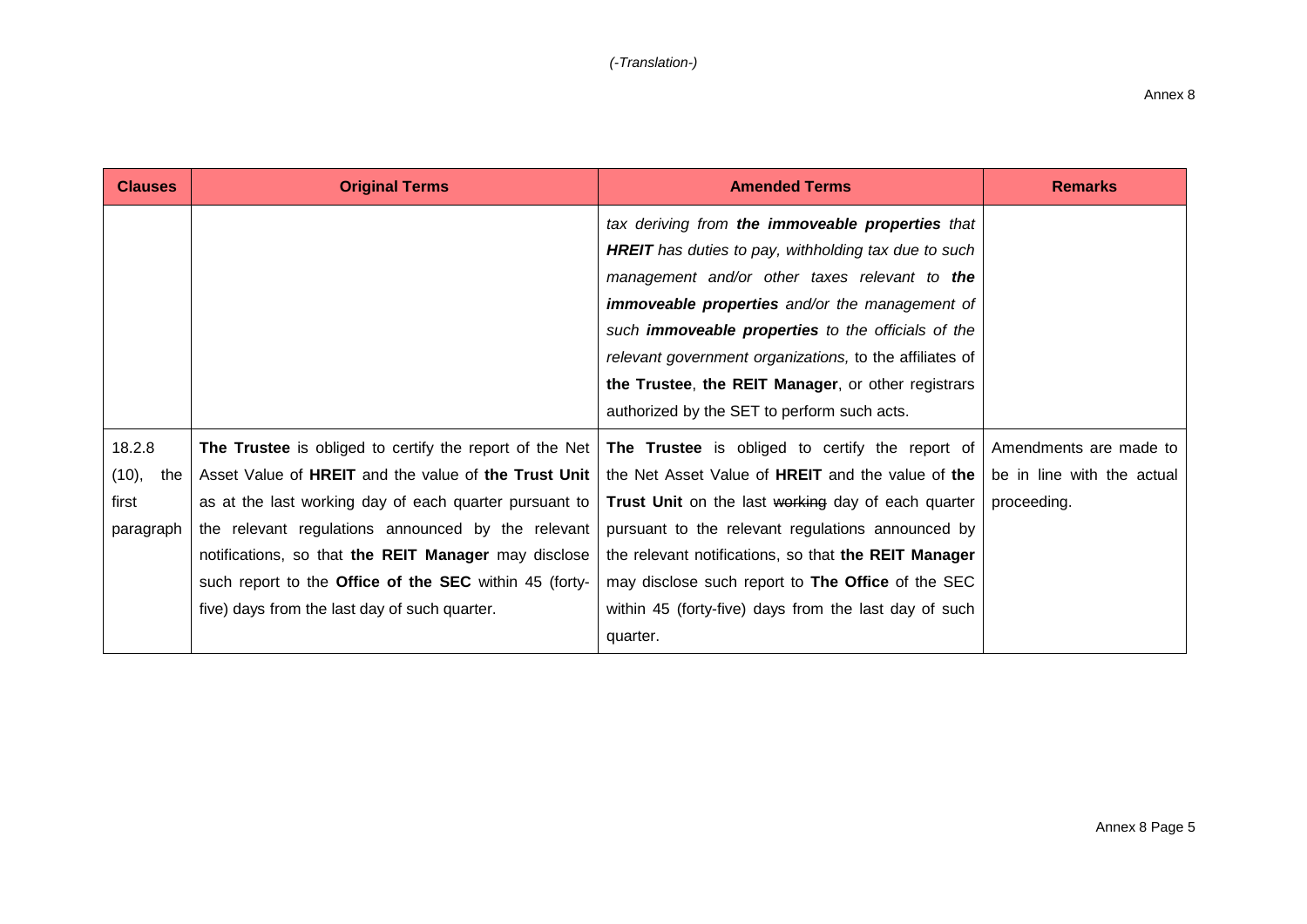*(-Translation-)*

| Clauses | Original Terms | Amended Terms | Remarks |
|---|---|---|---|
| | | *tax deriving from **the immoveable properties** that **HREIT** has duties to pay, withholding tax due to such management and/or other taxes relevant to **the immoveable properties** and/or the management of such **immoveable properties** to the officials of the relevant government organizations,* to the affiliates of **the Trustee**, **the REIT Manager**, or other registrars authorized by the SET to perform such acts. | |
| 18.2.8 (10), the first paragraph | **The Trustee** is obliged to certify the report of the Net Asset Value of **HREIT** and the value of **the Trust Unit** as at the last working day of each quarter pursuant to the relevant regulations announced by the relevant notifications, so that **the REIT Manager** may disclose such report to the **Office of the SEC** within 45 (forty-five) days from the last day of such quarter. | **The Trustee** is obliged to certify the report of the Net Asset Value of **HREIT** and the value of **the Trust Unit** on the last ~~working~~ day of each quarter pursuant to the relevant regulations announced by the relevant notifications, so that **the REIT Manager** may disclose such report to **The Office** of the SEC within 45 (forty-five) days from the last day of such quarter. | Amendments are made to be in line with the actual proceeding. |